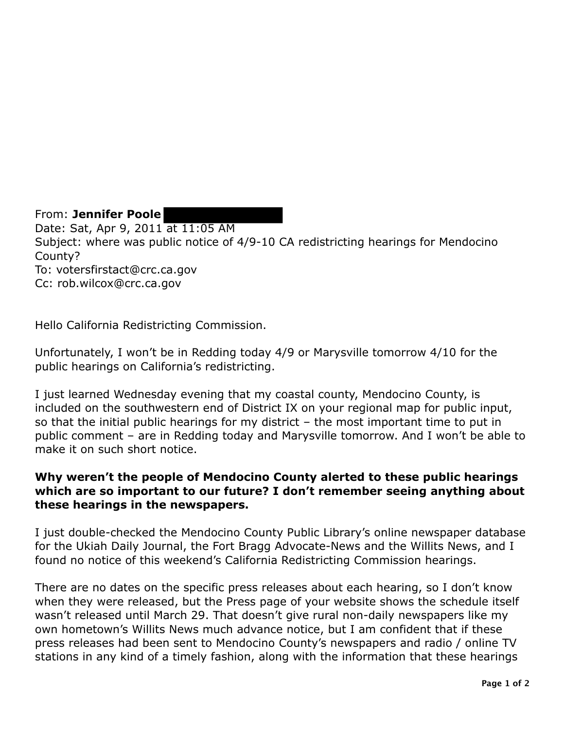From: **Jennifer Poole**
Date: Sat, Apr 9, 2011 at 11:05 AM
Subject: where was public notice of 4/9-10 CA redistricting hearings for Mendocino County?
To: votersfirstact@crc.ca.gov
Cc: rob.wilcox@crc.ca.gov

Hello California Redistricting Commission.

Unfortunately, I won't be in Redding today 4/9 or Marysville tomorrow 4/10 for the public hearings on California's redistricting.

I just learned Wednesday evening that my coastal county, Mendocino County, is included on the southwestern end of District IX on your regional map for public input, so that the initial public hearings for my district – the most important time to put in public comment – are in Redding today and Marysville tomorrow. And I won't be able to make it on such short notice.

**Why weren't the people of Mendocino County alerted to these public hearings which are so important to our future? I don't remember seeing anything about these hearings in the newspapers.**

I just double-checked the Mendocino County Public Library's online newspaper database for the Ukiah Daily Journal, the Fort Bragg Advocate-News and the Willits News, and I found no notice of this weekend's California Redistricting Commission hearings.

There are no dates on the specific press releases about each hearing, so I don't know when they were released, but the Press page of your website shows the schedule itself wasn't released until March 29. That doesn't give rural non-daily newspapers like my own hometown's Willits News much advance notice, but I am confident that if these press releases had been sent to Mendocino County's newspapers and radio / online TV stations in any kind of a timely fashion, along with the information that these hearings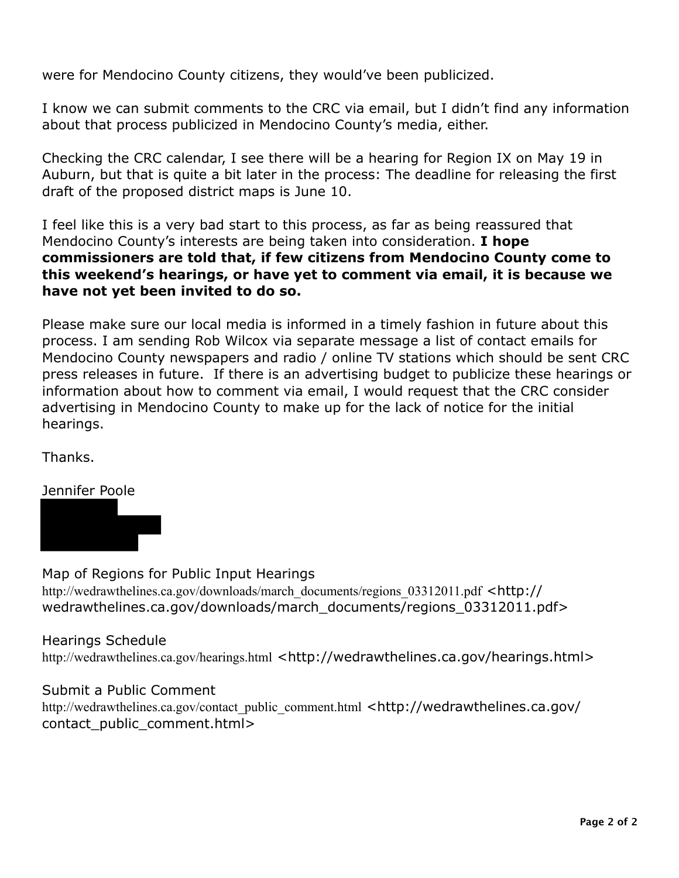were for Mendocino County citizens, they would've been publicized.

I know we can submit comments to the CRC via email, but I didn't find any information about that process publicized in Mendocino County's media, either.

Checking the CRC calendar, I see there will be a hearing for Region IX on May 19 in Auburn, but that is quite a bit later in the process: The deadline for releasing the first draft of the proposed district maps is June 10.

I feel like this is a very bad start to this process, as far as being reassured that Mendocino County's interests are being taken into consideration. **I hope commissioners are told that, if few citizens from Mendocino County come to this weekend's hearings, or have yet to comment via email, it is because we have not yet been invited to do so.**

Please make sure our local media is informed in a timely fashion in future about this process. I am sending Rob Wilcox via separate message a list of contact emails for Mendocino County newspapers and radio / online TV stations which should be sent CRC press releases in future. If there is an advertising budget to publicize these hearings or information about how to comment via email, I would request that the CRC consider advertising in Mendocino County to make up for the lack of notice for the initial hearings.

Thanks.

Jennifer Poole

Map of Regions for Public Input Hearings
http://wedrawthelines.ca.gov/downloads/march_documents/regions_03312011.pdf <http://wedrawthelines.ca.gov/downloads/march_documents/regions_03312011.pdf>

Hearings Schedule
http://wedrawthelines.ca.gov/hearings.html <http://wedrawthelines.ca.gov/hearings.html>

Submit a Public Comment
http://wedrawthelines.ca.gov/contact_public_comment.html <http://wedrawthelines.ca.gov/contact_public_comment.html>